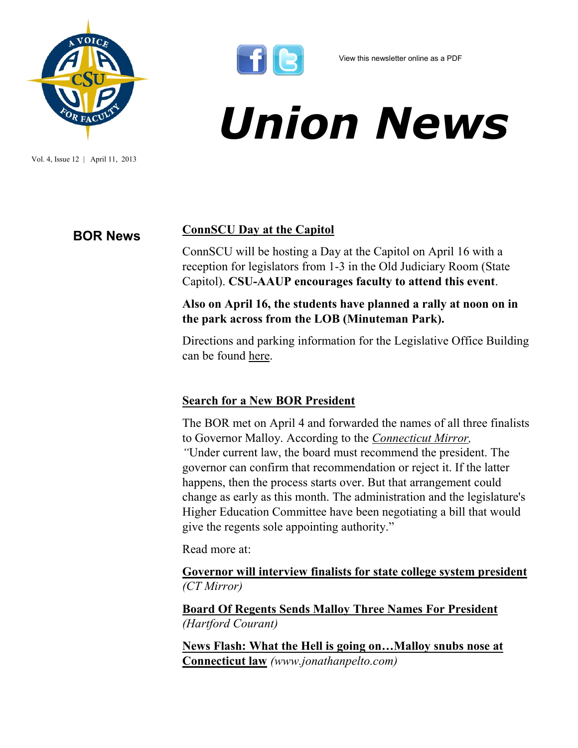View this newsletter online as a PDF

# Union News

Vol. 4, Issue 12 | April 11, 2013

## BOR News

### ConnSCU Day at the Capitol

ConnSCU will be hosting a Day at the Capitol on April 16 with a reception for legislators from 1-3 in the Old Judiciary Room (State Capitol). **CSU-AAUP encourages faculty to attend this event**.

**Also on April 16, the students have planned a rally at noon on in the park across from the LOB (Minuteman Park).**

Directions and parking information for the Legislative Office Building can be found here.

### Search for a New BOR President

The BOR met on April 4 and forwarded the names of all three finalists to Governor Malloy. According to the *Connecticut Mirror, "*Under current law, the board must recommend the president. The governor can confirm that recommendation or reject it. If the latter happens, then the process starts over. But that arrangement could change as early as this month. The administration and the legislature's Higher Education Committee have been negotiating a bill that would give the regents sole appointing authority."

Read more at:

**Governor will interview finalists for state college system president** *(CT Mirror)*

**Board Of Regents Sends Malloy Three Names For President** *(Hartford Courant)*

**News Flash: What the Hell is going on…Malloy snubs nose at Connecticut law** *(www.jonathanpelto.com)*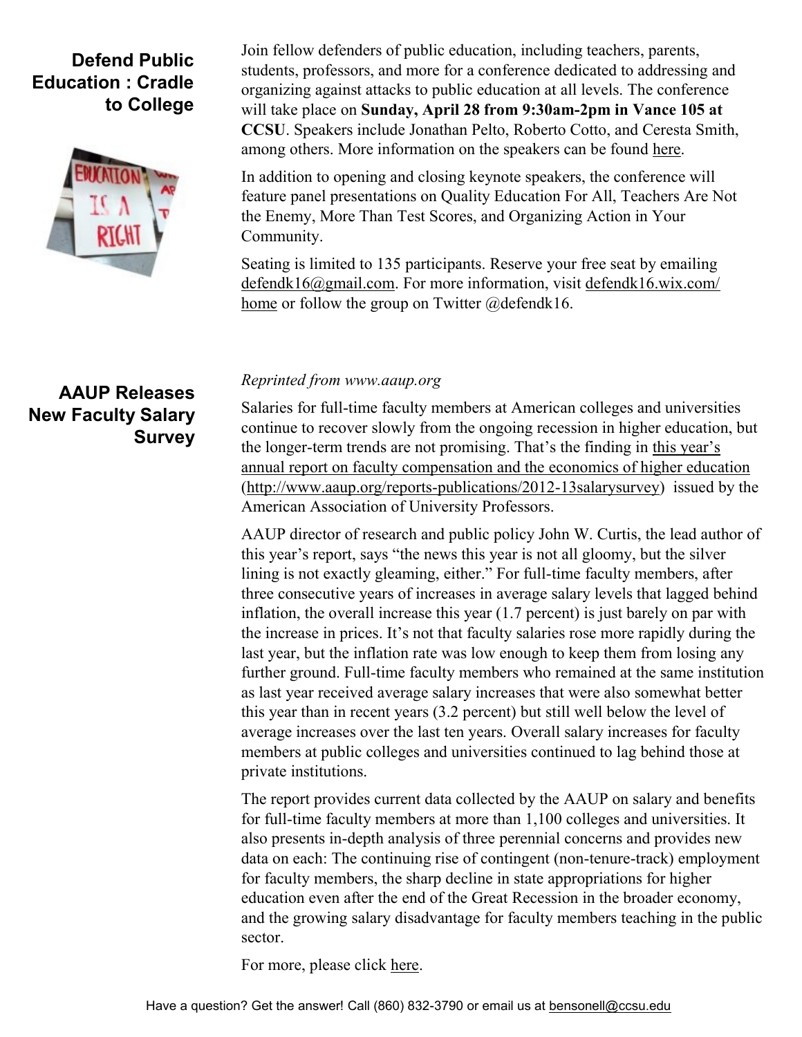## Defend Public Education : Cradle to College

Join fellow defenders of public education, including teachers, parents, students, professors, and more for a conference dedicated to addressing and organizing against attacks to public education at all levels. The conference will take place on **Sunday, April 28 from 9:30am-2pm in Vance 105 at CCSU**. Speakers include Jonathan Pelto, Roberto Cotto, and Ceresta Smith, among others. More information on the speakers can be found here.

In addition to opening and closing keynote speakers, the conference will feature panel presentations on Quality Education For All, Teachers Are Not the Enemy, More Than Test Scores, and Organizing Action in Your Community.

Seating is limited to 135 participants. Reserve your free seat by emailing defendk16@gmail.com. For more information, visit defendk16.wix.com/home or follow the group on Twitter @defendk16.

## AAUP Releases New Faculty Salary Survey

*Reprinted from www.aaup.org*

Salaries for full-time faculty members at American colleges and universities continue to recover slowly from the ongoing recession in higher education, but the longer-term trends are not promising. That's the finding in this year's annual report on faculty compensation and the economics of higher education (http://www.aaup.org/reports-publications/2012-13salarysurvey) issued by the American Association of University Professors.

AAUP director of research and public policy John W. Curtis, the lead author of this year's report, says "the news this year is not all gloomy, but the silver lining is not exactly gleaming, either." For full-time faculty members, after three consecutive years of increases in average salary levels that lagged behind inflation, the overall increase this year (1.7 percent) is just barely on par with the increase in prices. It's not that faculty salaries rose more rapidly during the last year, but the inflation rate was low enough to keep them from losing any further ground. Full-time faculty members who remained at the same institution as last year received average salary increases that were also somewhat better this year than in recent years (3.2 percent) but still well below the level of average increases over the last ten years. Overall salary increases for faculty members at public colleges and universities continued to lag behind those at private institutions.

The report provides current data collected by the AAUP on salary and benefits for full-time faculty members at more than 1,100 colleges and universities. It also presents in-depth analysis of three perennial concerns and provides new data on each: The continuing rise of contingent (non-tenure-track) employment for faculty members, the sharp decline in state appropriations for higher education even after the end of the Great Recession in the broader economy, and the growing salary disadvantage for faculty members teaching in the public sector.

For more, please click here.

Have a question? Get the answer! Call (860) 832-3790 or email us at bensonell@ccsu.edu